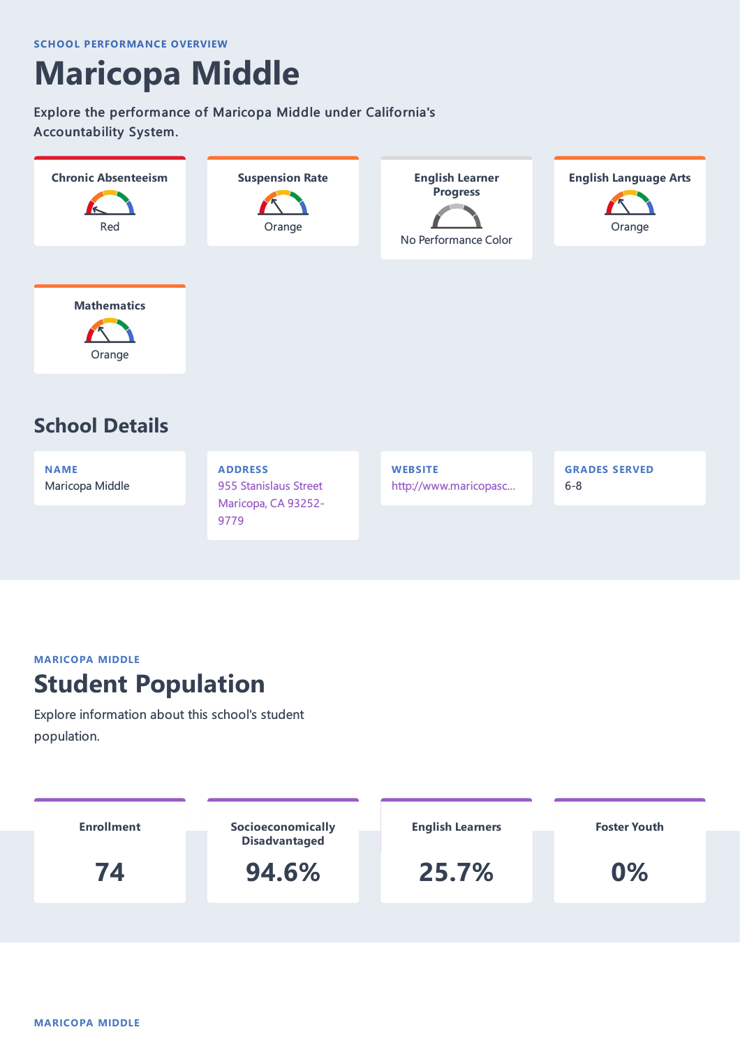SCHOOL PERFORMANCE OVERVIEW

# Maricopa Middle

Explore the performance of Maricopa Middle under California's Accountability System.

| Indicator | Performance Color |
| --- | --- |
| Chronic Absenteeism | Red |
| Suspension Rate | Orange |
| English Learner Progress | No Performance Color |
| English Language Arts | Orange |
| Mathematics | Orange |

## School Details

**NAME**
Maricopa Middle

**ADDRESS**
955 Stanislaus Street
Maricopa, CA 93252-9779

**WEBSITE**
http://www.maricopasc...

**GRADES SERVED**
6-8

MARICOPA MIDDLE

# Student Population

Explore information about this school's student population.

| Enrollment | Socioeconomically Disadvantaged | English Learners | Foster Youth |
| --- | --- | --- | --- |
| 74 | 94.6% | 25.7% | 0% |

MARICOPA MIDDLE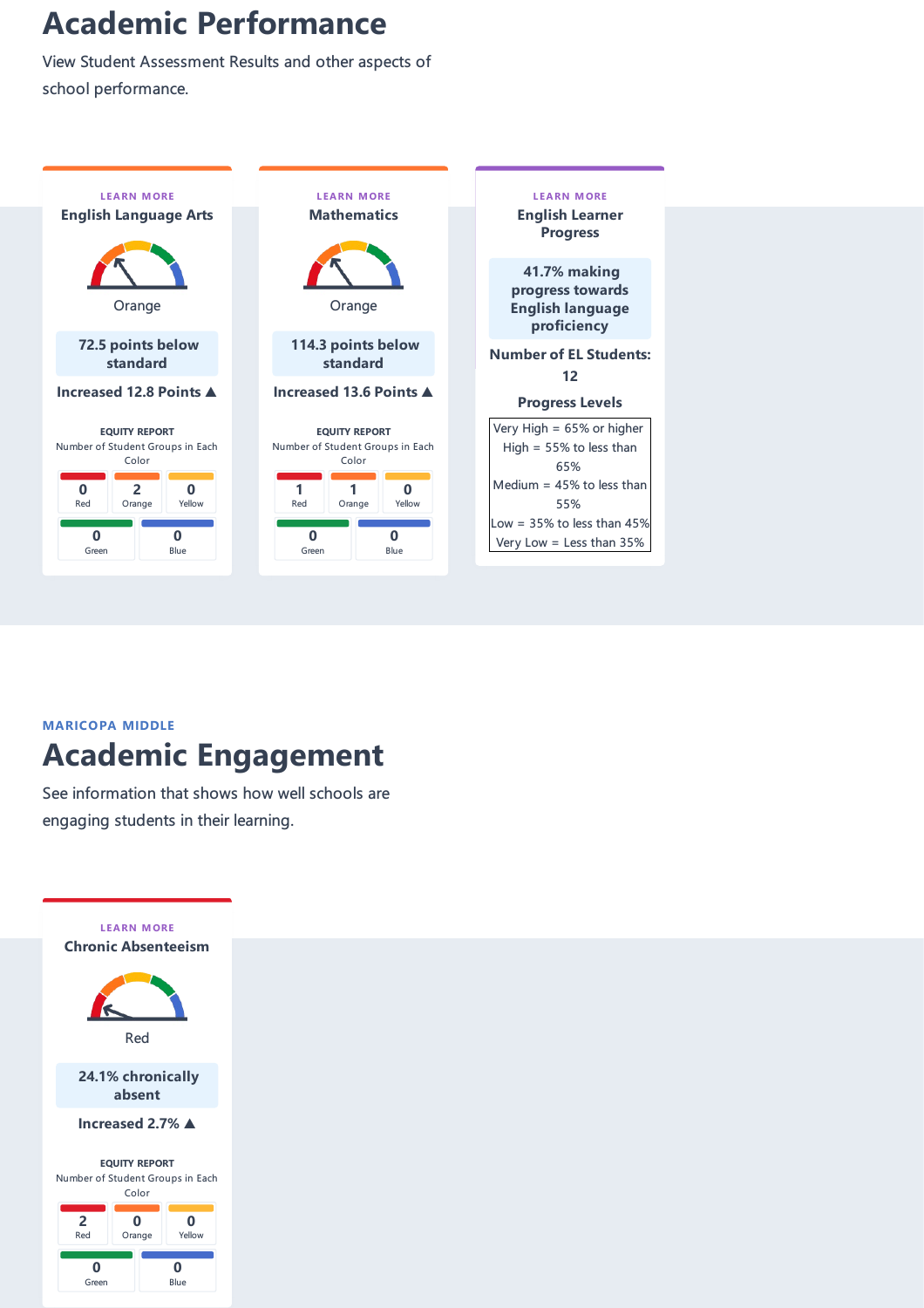# Academic Performance

View Student Assessment Results and other aspects of school performance.

LEARN MORE

### English Language Arts

Orange

**72.5 points below standard**

**Increased 12.8 Points ▲**

EQUITY REPORT

Number of Student Groups in Each Color

| Red | Orange | Yellow | Green | Blue |
|---|---|---|---|---|
| 0 | 2 | 0 | 0 | 0 |

LEARN MORE

### Mathematics

Orange

**114.3 points below standard**

**Increased 13.6 Points ▲**

EQUITY REPORT

Number of Student Groups in Each Color

| Red | Orange | Yellow | Green | Blue |
|---|---|---|---|---|
| 1 | 1 | 0 | 0 | 0 |

LEARN MORE

### English Learner Progress

**41.7% making progress towards English language proficiency**

**Number of EL Students: 12**

**Progress Levels**

| Progress Levels |
|---|
| Very High = 65% or higher |
| High = 55% to less than 65% |
| Medium = 45% to less than 55% |
| Low = 35% to less than 45% |
| Very Low = Less than 35% |

MARICOPA MIDDLE

# Academic Engagement

See information that shows how well schools are engaging students in their learning.

LEARN MORE

### Chronic Absenteeism

Red

**24.1% chronically absent**

**Increased 2.7% ▲**

EQUITY REPORT

Number of Student Groups in Each Color

| Red | Orange | Yellow | Green | Blue |
|---|---|---|---|---|
| 2 | 0 | 0 | 0 | 0 |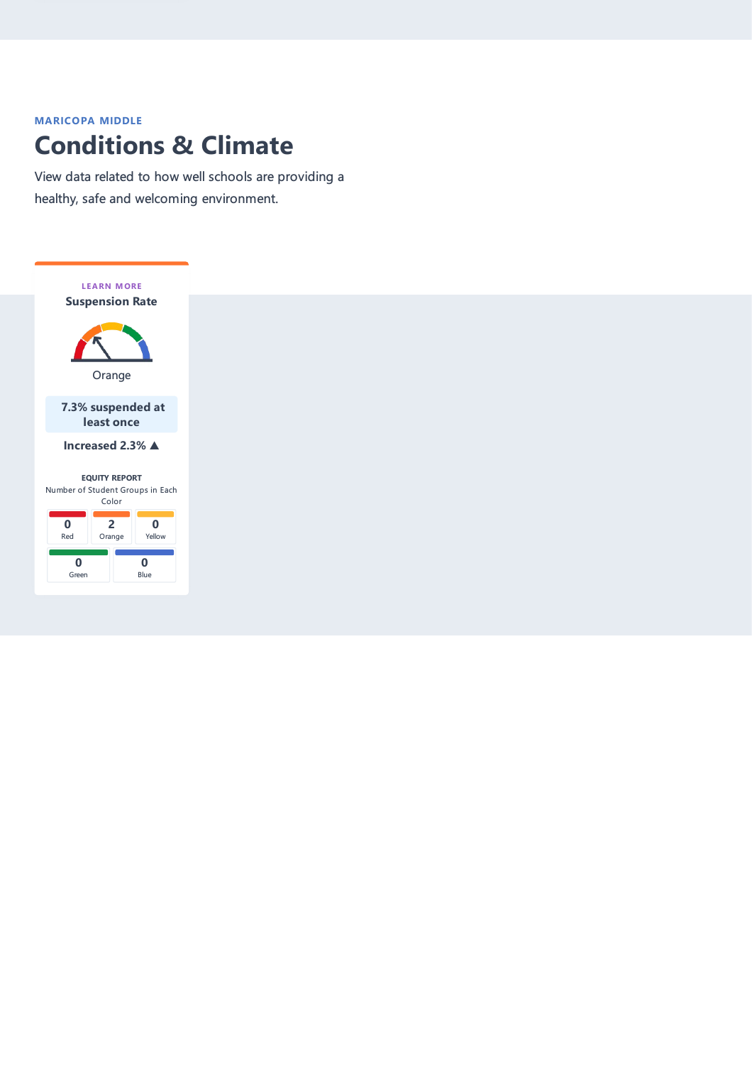MARICOPA MIDDLE

# Conditions & Climate

View data related to how well schools are providing a healthy, safe and welcoming environment.

LEARN MORE

### Suspension Rate

Orange

**7.3% suspended at least once**

**Increased 2.3%** ▲

EQUITY REPORT

Number of Student Groups in Each Color

| Red | Orange | Yellow | Green | Blue |
|---|---|---|---|---|
| 0 | 2 | 0 | 0 | 0 |